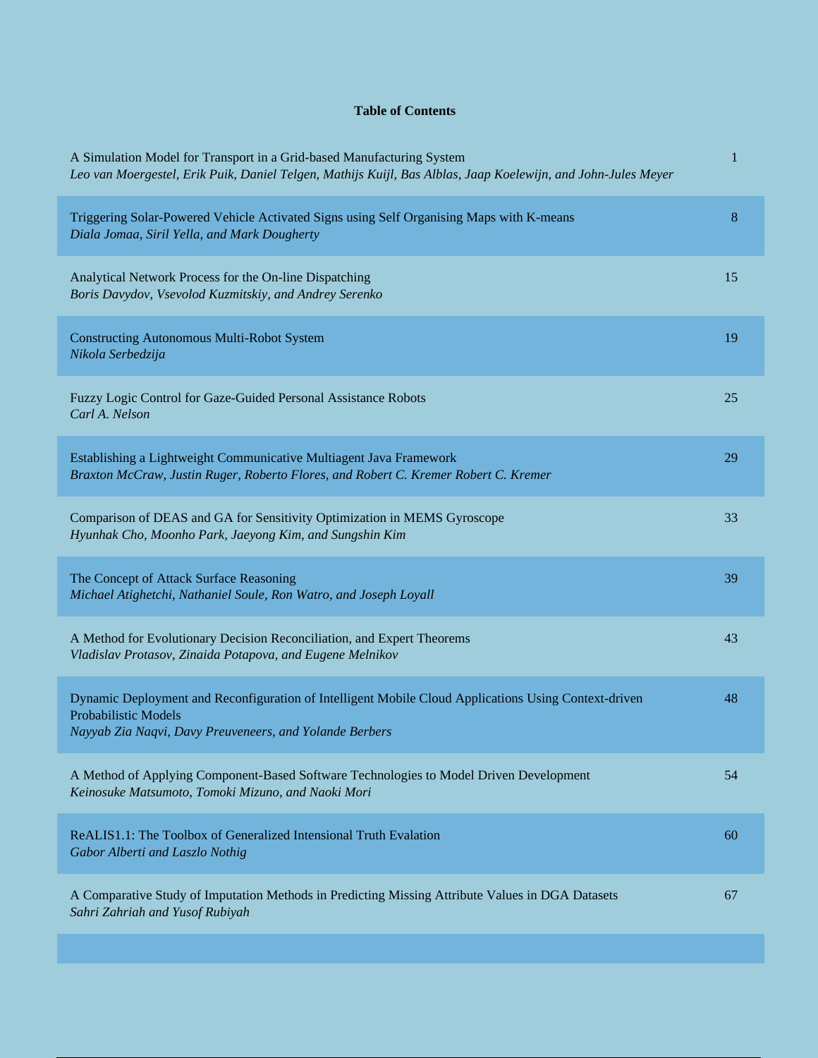**Table of Contents**

| | |
|---|---|
| A Simulation Model for Transport in a Grid-based Manufacturing System<br>*Leo van Moergestel, Erik Puik, Daniel Telgen, Mathijs Kuijl, Bas Alblas, Jaap Koelewijn, and John-Jules Meyer* | 1 |
| Triggering Solar-Powered Vehicle Activated Signs using Self Organising Maps with K-means<br>*Diala Jomaa, Siril Yella, and Mark Dougherty* | 8 |
| Analytical Network Process for the On-line Dispatching<br>*Boris Davydov, Vsevolod Kuzmitskiy, and Andrey Serenko* | 15 |
| Constructing Autonomous Multi-Robot System<br>*Nikola Serbedzija* | 19 |
| Fuzzy Logic Control for Gaze-Guided Personal Assistance Robots<br>*Carl A. Nelson* | 25 |
| Establishing a Lightweight Communicative Multiagent Java Framework<br>*Braxton McCraw, Justin Ruger, Roberto Flores, and Robert C. Kremer Robert C. Kremer* | 29 |
| Comparison of DEAS and GA for Sensitivity Optimization in MEMS Gyroscope<br>*Hyunhak Cho, Moonho Park, Jaeyong Kim, and Sungshin Kim* | 33 |
| The Concept of Attack Surface Reasoning<br>*Michael Atighetchi, Nathaniel Soule, Ron Watro, and Joseph Loyall* | 39 |
| A Method for Evolutionary Decision Reconciliation, and Expert Theorems<br>*Vladislav Protasov, Zinaida Potapova, and Eugene Melnikov* | 43 |
| Dynamic Deployment and Reconfiguration of Intelligent Mobile Cloud Applications Using Context-driven Probabilistic Models<br>*Nayyab Zia Naqvi, Davy Preuveneers, and Yolande Berbers* | 48 |
| A Method of Applying Component-Based Software Technologies to Model Driven Development<br>*Keinosuke Matsumoto, Tomoki Mizuno, and Naoki Mori* | 54 |
| ReALIS1.1: The Toolbox of Generalized Intensional Truth Evalation<br>*Gabor Alberti and Laszlo Nothig* | 60 |
| A Comparative Study of Imputation Methods in Predicting Missing Attribute Values in DGA Datasets<br>*Sahri Zahriah and Yusof Rubiyah* | 67 |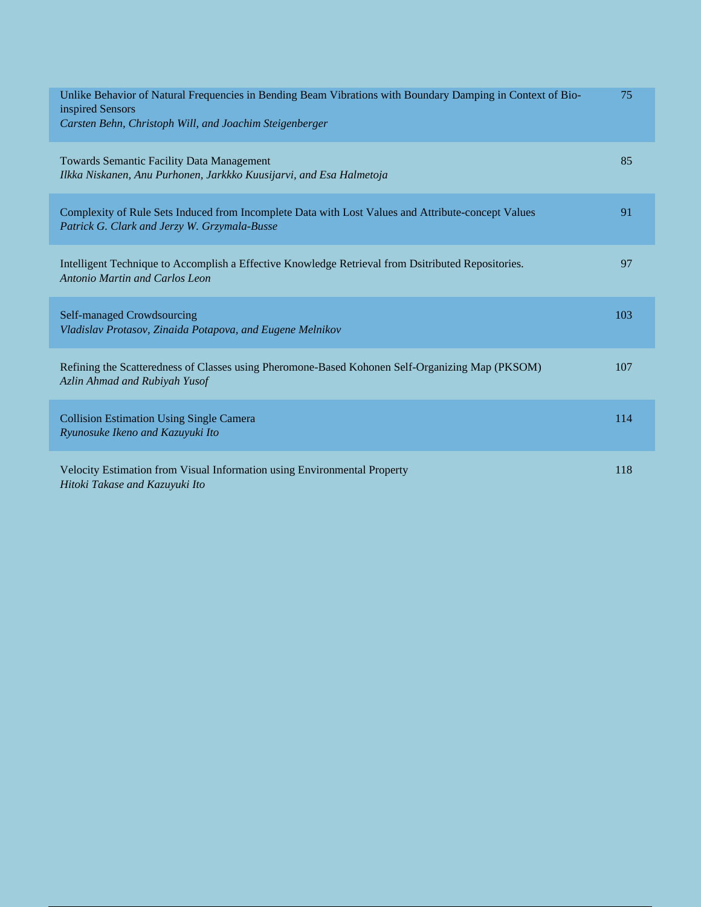| | |
|---|---|
| Unlike Behavior of Natural Frequencies in Bending Beam Vibrations with Boundary Damping in Context of Bio-inspired Sensors<br>*Carsten Behn, Christoph Will, and Joachim Steigenberger* | 75 |
| Towards Semantic Facility Data Management<br>*Ilkka Niskanen, Anu Purhonen, Jarkkko Kuusijarvi, and Esa Halmetoja* | 85 |
| Complexity of Rule Sets Induced from Incomplete Data with Lost Values and Attribute-concept Values<br>*Patrick G. Clark and Jerzy W. Grzymala-Busse* | 91 |
| Intelligent Technique to Accomplish a Effective Knowledge Retrieval from Dsitributed Repositories.<br>*Antonio Martin and Carlos Leon* | 97 |
| Self-managed Crowdsourcing<br>*Vladislav Protasov, Zinaida Potapova, and Eugene Melnikov* | 103 |
| Refining the Scatteredness of Classes using Pheromone-Based Kohonen Self-Organizing Map (PKSOM)<br>*Azlin Ahmad and Rubiyah Yusof* | 107 |
| Collision Estimation Using Single Camera<br>*Ryunosuke Ikeno and Kazuyuki Ito* | 114 |
| Velocity Estimation from Visual Information using Environmental Property<br>*Hitoki Takase and Kazuyuki Ito* | 118 |